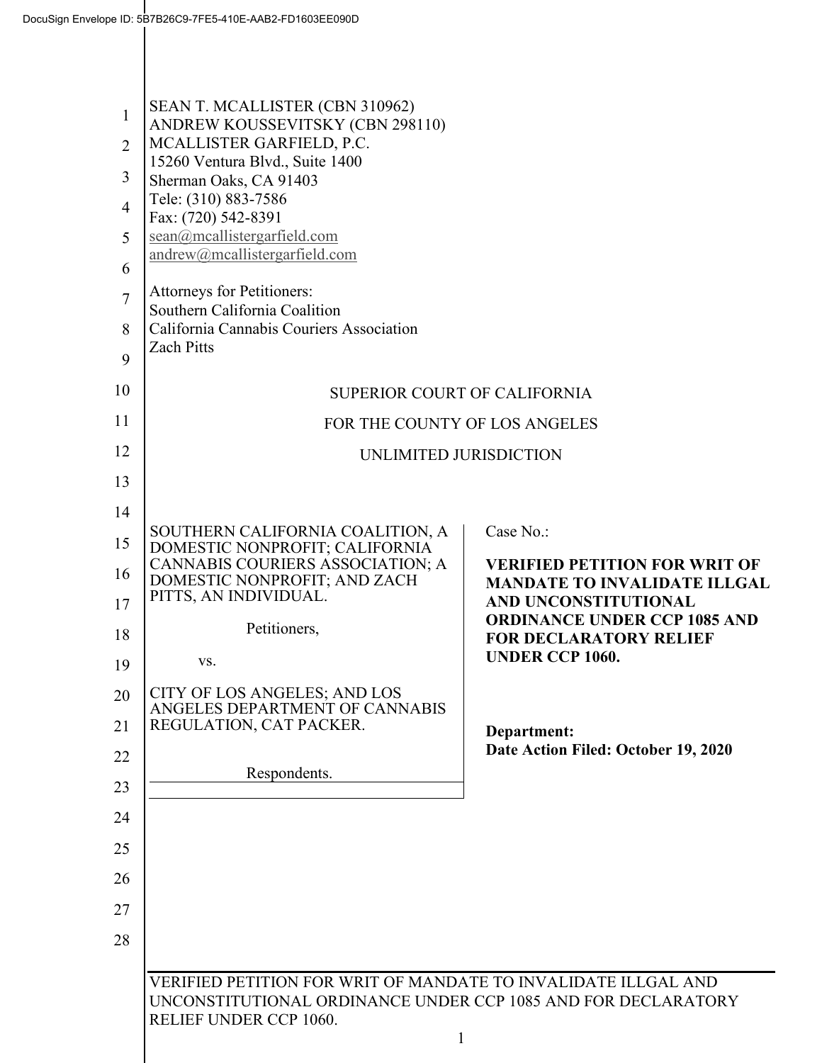DocuSign Envelope ID: 5B7B26C9-7FE5-410E-AAB2-FD1603EE090D

SEAN T. MCALLISTER (CBN 310962)
ANDREW KOUSSEVITSKY (CBN 298110)
MCALLISTER GARFIELD, P.C.
15260 Ventura Blvd., Suite 1400
Sherman Oaks, CA 91403
Tele: (310) 883-7586
Fax: (720) 542-8391
sean@mcallistergarfield.com
andrew@mcallistergarfield.com

Attorneys for Petitioners:
Southern California Coalition
California Cannabis Couriers Association
Zach Pitts

SUPERIOR COURT OF CALIFORNIA

FOR THE COUNTY OF LOS ANGELES

UNLIMITED JURISDICTION

SOUTHERN CALIFORNIA COALITION, A DOMESTIC NONPROFIT; CALIFORNIA CANNABIS COURIERS ASSOCIATION; A DOMESTIC NONPROFIT; AND ZACH PITTS, AN INDIVIDUAL.

Petitioners,

vs.

CITY OF LOS ANGELES; AND LOS ANGELES DEPARTMENT OF CANNABIS REGULATION, CAT PACKER.

Respondents.

Case No.:

**VERIFIED PETITION FOR WRIT OF MANDATE TO INVALIDATE ILLGAL AND UNCONSTITUTIONAL ORDINANCE UNDER CCP 1085 AND FOR DECLARATORY RELIEF UNDER CCP 1060.**

**Department:**
**Date Action Filed: October 19, 2020**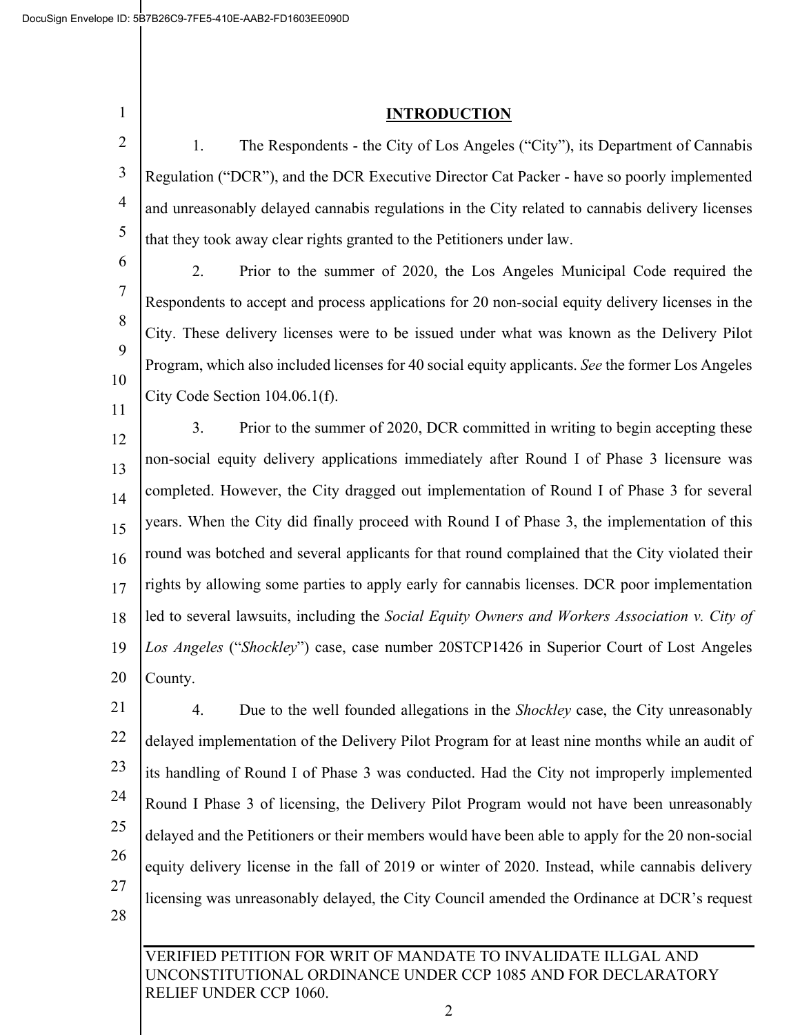## INTRODUCTION

1. The Respondents - the City of Los Angeles ("City"), its Department of Cannabis Regulation ("DCR"), and the DCR Executive Director Cat Packer - have so poorly implemented and unreasonably delayed cannabis regulations in the City related to cannabis delivery licenses that they took away clear rights granted to the Petitioners under law.

2. Prior to the summer of 2020, the Los Angeles Municipal Code required the Respondents to accept and process applications for 20 non-social equity delivery licenses in the City. These delivery licenses were to be issued under what was known as the Delivery Pilot Program, which also included licenses for 40 social equity applicants. *See* the former Los Angeles City Code Section 104.06.1(f).

3. Prior to the summer of 2020, DCR committed in writing to begin accepting these non-social equity delivery applications immediately after Round I of Phase 3 licensure was completed. However, the City dragged out implementation of Round I of Phase 3 for several years. When the City did finally proceed with Round I of Phase 3, the implementation of this round was botched and several applicants for that round complained that the City violated their rights by allowing some parties to apply early for cannabis licenses. DCR poor implementation led to several lawsuits, including the *Social Equity Owners and Workers Association v. City of Los Angeles* ("*Shockley*") case, case number 20STCP1426 in Superior Court of Lost Angeles County.

4. Due to the well founded allegations in the *Shockley* case, the City unreasonably delayed implementation of the Delivery Pilot Program for at least nine months while an audit of its handling of Round I of Phase 3 was conducted. Had the City not improperly implemented Round I Phase 3 of licensing, the Delivery Pilot Program would not have been unreasonably delayed and the Petitioners or their members would have been able to apply for the 20 non-social equity delivery license in the fall of 2019 or winter of 2020. Instead, while cannabis delivery licensing was unreasonably delayed, the City Council amended the Ordinance at DCR's request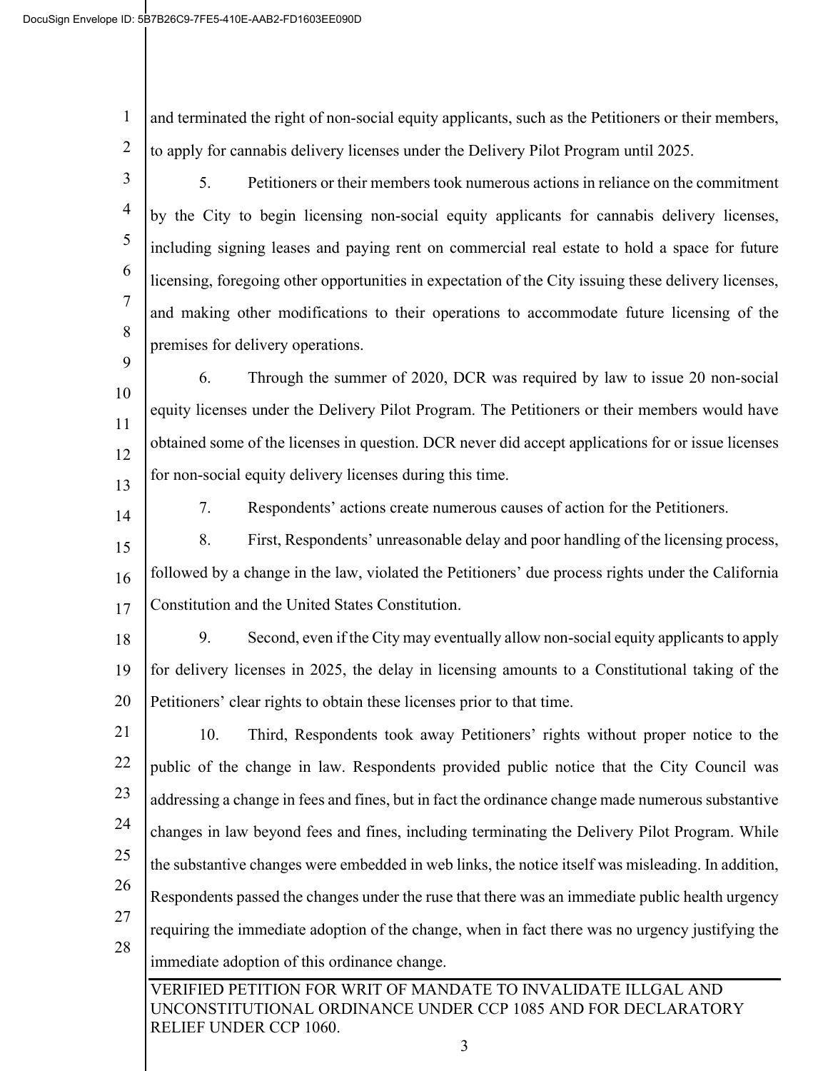and terminated the right of non-social equity applicants, such as the Petitioners or their members, to apply for cannabis delivery licenses under the Delivery Pilot Program until 2025.

5. Petitioners or their members took numerous actions in reliance on the commitment by the City to begin licensing non-social equity applicants for cannabis delivery licenses, including signing leases and paying rent on commercial real estate to hold a space for future licensing, foregoing other opportunities in expectation of the City issuing these delivery licenses, and making other modifications to their operations to accommodate future licensing of the premises for delivery operations.

6. Through the summer of 2020, DCR was required by law to issue 20 non-social equity licenses under the Delivery Pilot Program. The Petitioners or their members would have obtained some of the licenses in question. DCR never did accept applications for or issue licenses for non-social equity delivery licenses during this time.

7. Respondents' actions create numerous causes of action for the Petitioners.

8. First, Respondents' unreasonable delay and poor handling of the licensing process, followed by a change in the law, violated the Petitioners' due process rights under the California Constitution and the United States Constitution.

9. Second, even if the City may eventually allow non-social equity applicants to apply for delivery licenses in 2025, the delay in licensing amounts to a Constitutional taking of the Petitioners' clear rights to obtain these licenses prior to that time.

10. Third, Respondents took away Petitioners' rights without proper notice to the public of the change in law. Respondents provided public notice that the City Council was addressing a change in fees and fines, but in fact the ordinance change made numerous substantive changes in law beyond fees and fines, including terminating the Delivery Pilot Program. While the substantive changes were embedded in web links, the notice itself was misleading. In addition, Respondents passed the changes under the ruse that there was an immediate public health urgency requiring the immediate adoption of the change, when in fact there was no urgency justifying the immediate adoption of this ordinance change.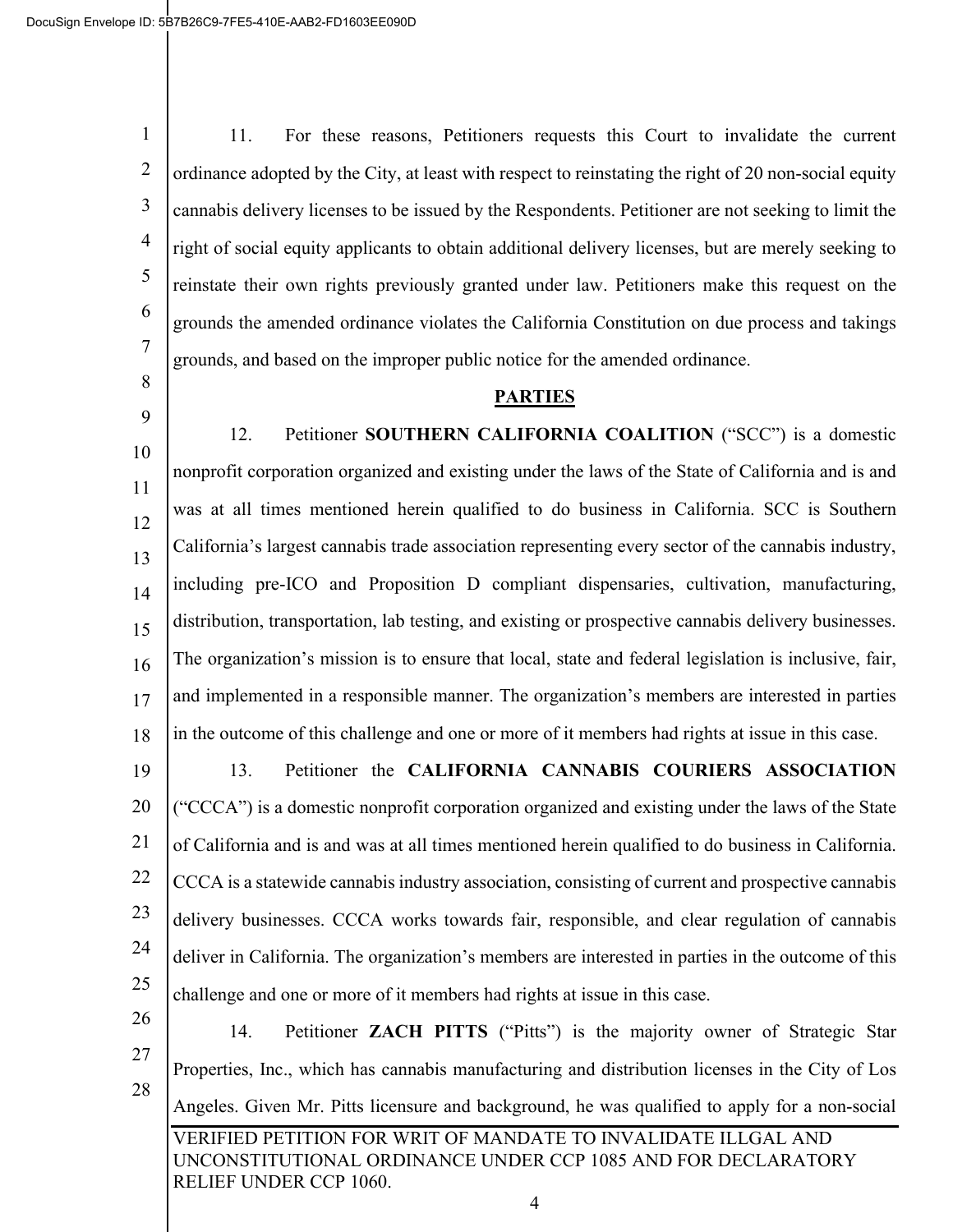11. For these reasons, Petitioners requests this Court to invalidate the current ordinance adopted by the City, at least with respect to reinstating the right of 20 non-social equity cannabis delivery licenses to be issued by the Respondents. Petitioner are not seeking to limit the right of social equity applicants to obtain additional delivery licenses, but are merely seeking to reinstate their own rights previously granted under law. Petitioners make this request on the grounds the amended ordinance violates the California Constitution on due process and takings grounds, and based on the improper public notice for the amended ordinance.

**PARTIES**

12. Petitioner **SOUTHERN CALIFORNIA COALITION** ("SCC") is a domestic nonprofit corporation organized and existing under the laws of the State of California and is and was at all times mentioned herein qualified to do business in California. SCC is Southern California's largest cannabis trade association representing every sector of the cannabis industry, including pre-ICO and Proposition D compliant dispensaries, cultivation, manufacturing, distribution, transportation, lab testing, and existing or prospective cannabis delivery businesses. The organization's mission is to ensure that local, state and federal legislation is inclusive, fair, and implemented in a responsible manner. The organization's members are interested in parties in the outcome of this challenge and one or more of it members had rights at issue in this case.

13. Petitioner the **CALIFORNIA CANNABIS COURIERS ASSOCIATION** ("CCCA") is a domestic nonprofit corporation organized and existing under the laws of the State of California and is and was at all times mentioned herein qualified to do business in California. CCCA is a statewide cannabis industry association, consisting of current and prospective cannabis delivery businesses. CCCA works towards fair, responsible, and clear regulation of cannabis deliver in California. The organization's members are interested in parties in the outcome of this challenge and one or more of it members had rights at issue in this case.

14. Petitioner **ZACH PITTS** ("Pitts") is the majority owner of Strategic Star Properties, Inc., which has cannabis manufacturing and distribution licenses in the City of Los Angeles. Given Mr. Pitts licensure and background, he was qualified to apply for a non-social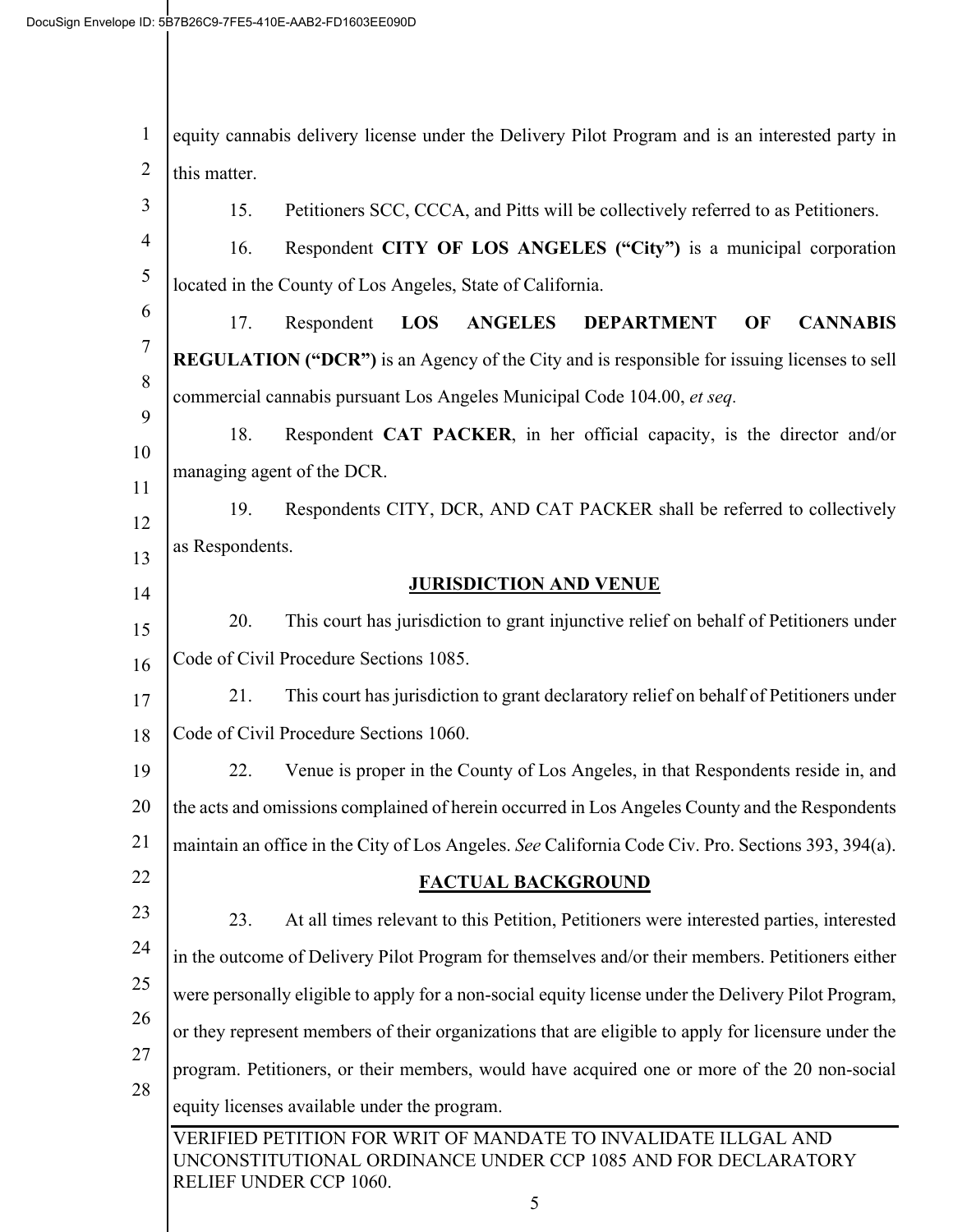equity cannabis delivery license under the Delivery Pilot Program and is an interested party in this matter.

15. Petitioners SCC, CCCA, and Pitts will be collectively referred to as Petitioners.

16. Respondent **CITY OF LOS ANGELES ("City")** is a municipal corporation located in the County of Los Angeles, State of California.

17. Respondent **LOS ANGELES DEPARTMENT OF CANNABIS REGULATION ("DCR")** is an Agency of the City and is responsible for issuing licenses to sell commercial cannabis pursuant Los Angeles Municipal Code 104.00, *et seq*.

18. Respondent **CAT PACKER**, in her official capacity, is the director and/or managing agent of the DCR.

19. Respondents CITY, DCR, AND CAT PACKER shall be referred to collectively as Respondents.

**JURISDICTION AND VENUE**

20. This court has jurisdiction to grant injunctive relief on behalf of Petitioners under Code of Civil Procedure Sections 1085.

21. This court has jurisdiction to grant declaratory relief on behalf of Petitioners under Code of Civil Procedure Sections 1060.

22. Venue is proper in the County of Los Angeles, in that Respondents reside in, and the acts and omissions complained of herein occurred in Los Angeles County and the Respondents maintain an office in the City of Los Angeles. *See* California Code Civ. Pro. Sections 393, 394(a).

**FACTUAL BACKGROUND**

23. At all times relevant to this Petition, Petitioners were interested parties, interested in the outcome of Delivery Pilot Program for themselves and/or their members. Petitioners either were personally eligible to apply for a non-social equity license under the Delivery Pilot Program, or they represent members of their organizations that are eligible to apply for licensure under the program. Petitioners, or their members, would have acquired one or more of the 20 non-social equity licenses available under the program.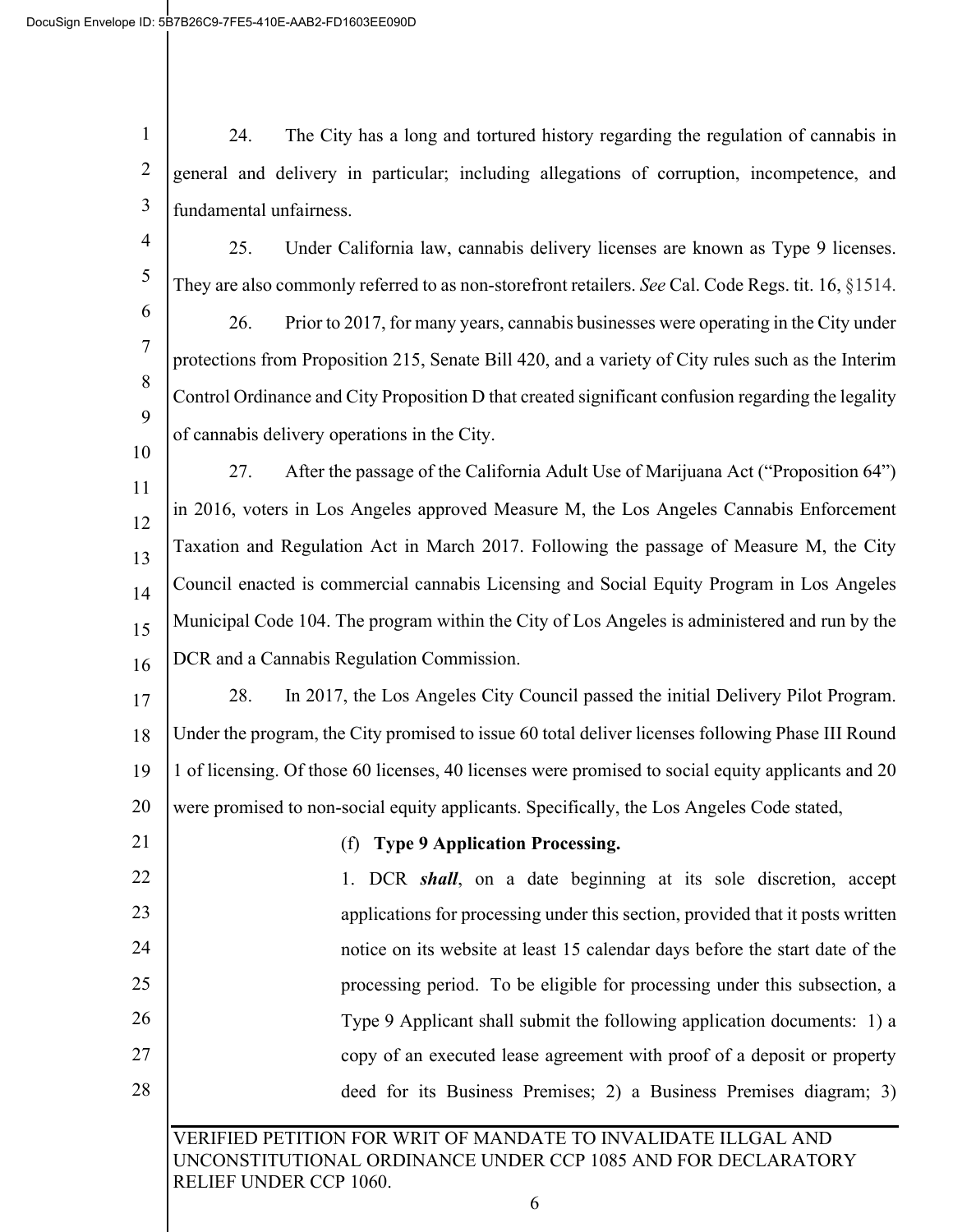24. The City has a long and tortured history regarding the regulation of cannabis in general and delivery in particular; including allegations of corruption, incompetence, and fundamental unfairness.

25. Under California law, cannabis delivery licenses are known as Type 9 licenses. They are also commonly referred to as non-storefront retailers. *See* Cal. Code Regs. tit. 16, §1514.

26. Prior to 2017, for many years, cannabis businesses were operating in the City under protections from Proposition 215, Senate Bill 420, and a variety of City rules such as the Interim Control Ordinance and City Proposition D that created significant confusion regarding the legality of cannabis delivery operations in the City.

27. After the passage of the California Adult Use of Marijuana Act ("Proposition 64") in 2016, voters in Los Angeles approved Measure M, the Los Angeles Cannabis Enforcement Taxation and Regulation Act in March 2017. Following the passage of Measure M, the City Council enacted is commercial cannabis Licensing and Social Equity Program in Los Angeles Municipal Code 104. The program within the City of Los Angeles is administered and run by the DCR and a Cannabis Regulation Commission.

28. In 2017, the Los Angeles City Council passed the initial Delivery Pilot Program. Under the program, the City promised to issue 60 total deliver licenses following Phase III Round 1 of licensing. Of those 60 licenses, 40 licenses were promised to social equity applicants and 20 were promised to non-social equity applicants. Specifically, the Los Angeles Code stated,

> (f) **Type 9 Application Processing.**
>
> 1. DCR ***shall***, on a date beginning at its sole discretion, accept applications for processing under this section, provided that it posts written notice on its website at least 15 calendar days before the start date of the processing period. To be eligible for processing under this subsection, a Type 9 Applicant shall submit the following application documents: 1) a copy of an executed lease agreement with proof of a deposit or property deed for its Business Premises; 2) a Business Premises diagram; 3)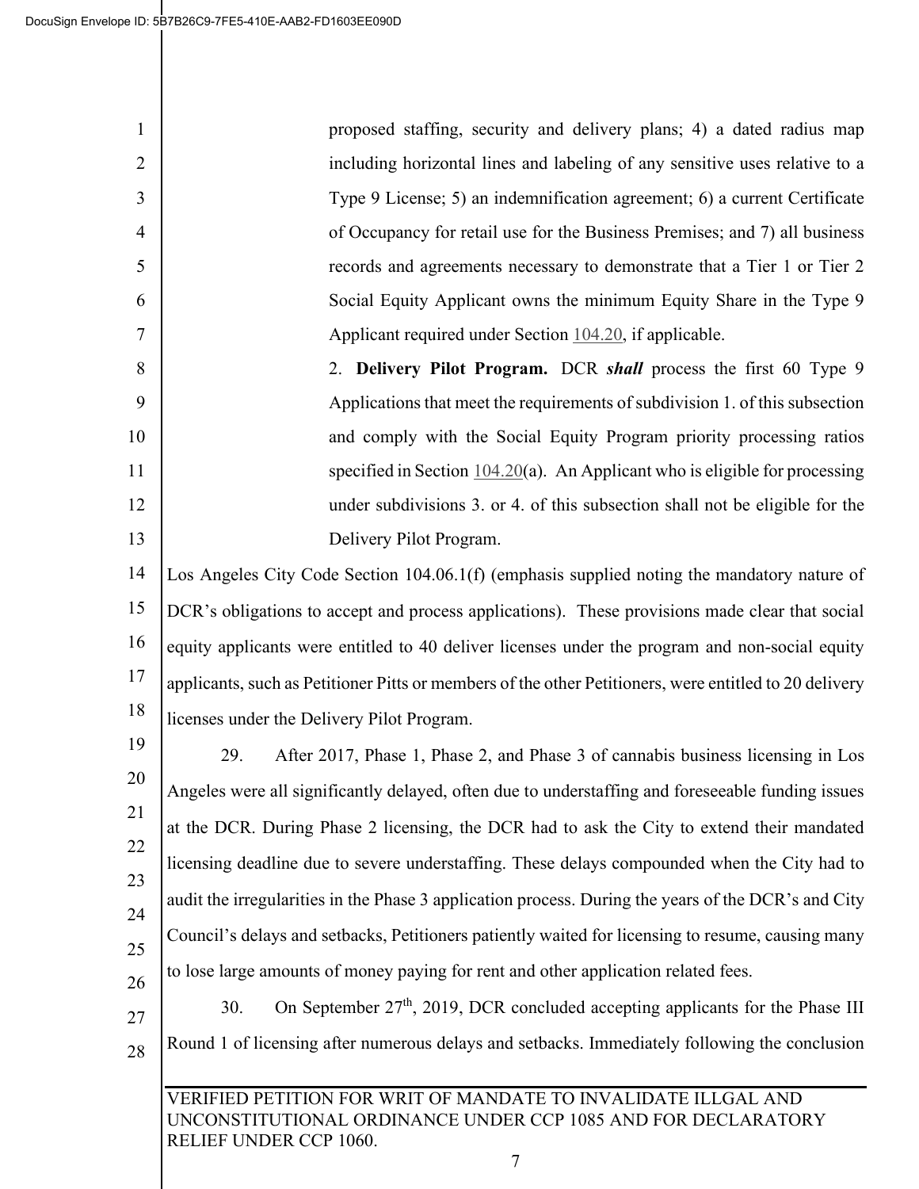> proposed staffing, security and delivery plans; 4) a dated radius map including horizontal lines and labeling of any sensitive uses relative to a Type 9 License; 5) an indemnification agreement; 6) a current Certificate of Occupancy for retail use for the Business Premises; and 7) all business records and agreements necessary to demonstrate that a Tier 1 or Tier 2 Social Equity Applicant owns the minimum Equity Share in the Type 9 Applicant required under Section 104.20, if applicable.
>
> 2. **Delivery Pilot Program.** DCR ***shall*** process the first 60 Type 9 Applications that meet the requirements of subdivision 1. of this subsection and comply with the Social Equity Program priority processing ratios specified in Section 104.20(a). An Applicant who is eligible for processing under subdivisions 3. or 4. of this subsection shall not be eligible for the Delivery Pilot Program.

Los Angeles City Code Section 104.06.1(f) (emphasis supplied noting the mandatory nature of DCR's obligations to accept and process applications). These provisions made clear that social equity applicants were entitled to 40 deliver licenses under the program and non-social equity applicants, such as Petitioner Pitts or members of the other Petitioners, were entitled to 20 delivery licenses under the Delivery Pilot Program.

29. After 2017, Phase 1, Phase 2, and Phase 3 of cannabis business licensing in Los Angeles were all significantly delayed, often due to understaffing and foreseeable funding issues at the DCR. During Phase 2 licensing, the DCR had to ask the City to extend their mandated licensing deadline due to severe understaffing. These delays compounded when the City had to audit the irregularities in the Phase 3 application process. During the years of the DCR's and City Council's delays and setbacks, Petitioners patiently waited for licensing to resume, causing many to lose large amounts of money paying for rent and other application related fees.

30. On September 27th, 2019, DCR concluded accepting applicants for the Phase III Round 1 of licensing after numerous delays and setbacks. Immediately following the conclusion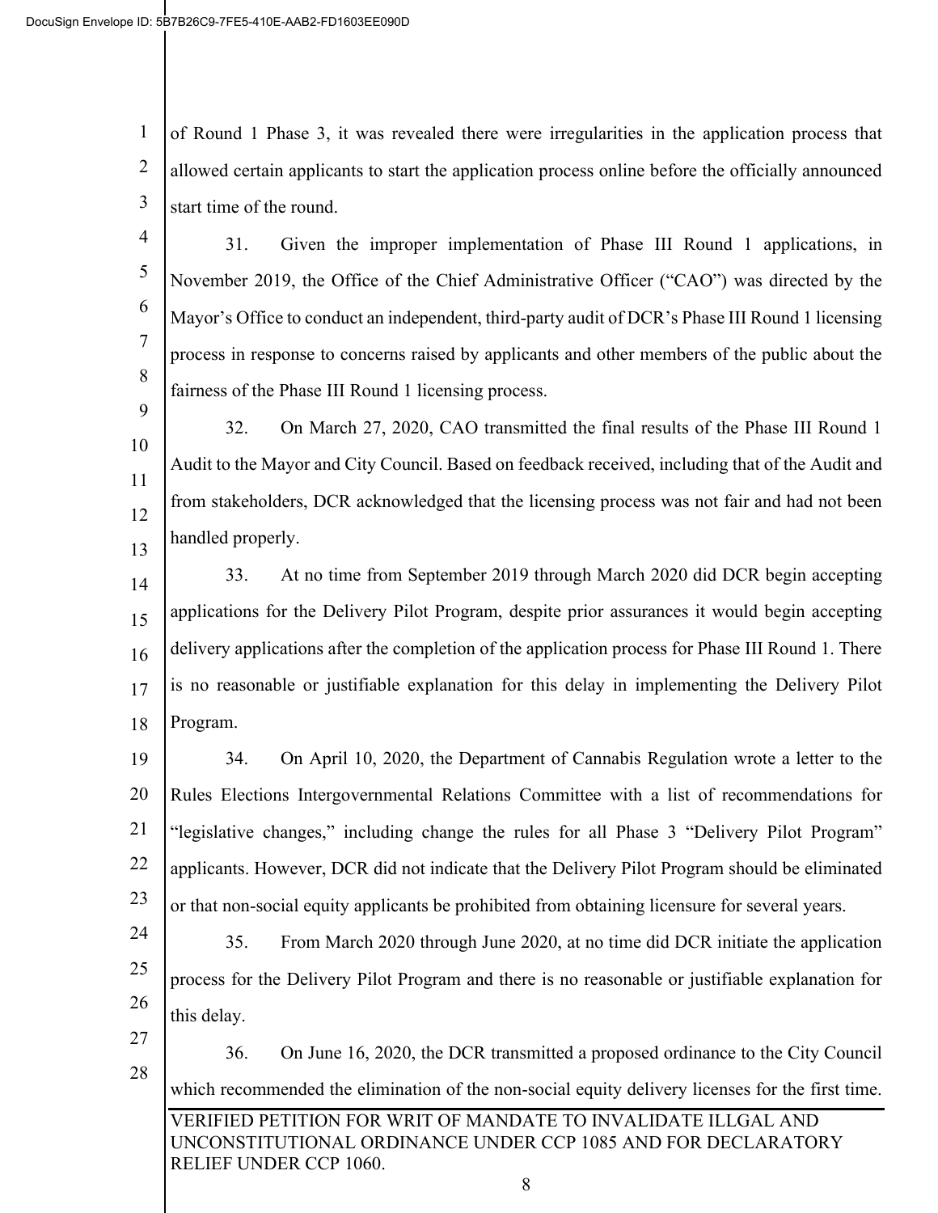of Round 1 Phase 3, it was revealed there were irregularities in the application process that allowed certain applicants to start the application process online before the officially announced start time of the round.

31. Given the improper implementation of Phase III Round 1 applications, in November 2019, the Office of the Chief Administrative Officer ("CAO") was directed by the Mayor's Office to conduct an independent, third-party audit of DCR's Phase III Round 1 licensing process in response to concerns raised by applicants and other members of the public about the fairness of the Phase III Round 1 licensing process.

32. On March 27, 2020, CAO transmitted the final results of the Phase III Round 1 Audit to the Mayor and City Council. Based on feedback received, including that of the Audit and from stakeholders, DCR acknowledged that the licensing process was not fair and had not been handled properly.

33. At no time from September 2019 through March 2020 did DCR begin accepting applications for the Delivery Pilot Program, despite prior assurances it would begin accepting delivery applications after the completion of the application process for Phase III Round 1. There is no reasonable or justifiable explanation for this delay in implementing the Delivery Pilot Program.

34. On April 10, 2020, the Department of Cannabis Regulation wrote a letter to the Rules Elections Intergovernmental Relations Committee with a list of recommendations for "legislative changes," including change the rules for all Phase 3 "Delivery Pilot Program" applicants. However, DCR did not indicate that the Delivery Pilot Program should be eliminated or that non-social equity applicants be prohibited from obtaining licensure for several years.

35. From March 2020 through June 2020, at no time did DCR initiate the application process for the Delivery Pilot Program and there is no reasonable or justifiable explanation for this delay.

36. On June 16, 2020, the DCR transmitted a proposed ordinance to the City Council which recommended the elimination of the non-social equity delivery licenses for the first time.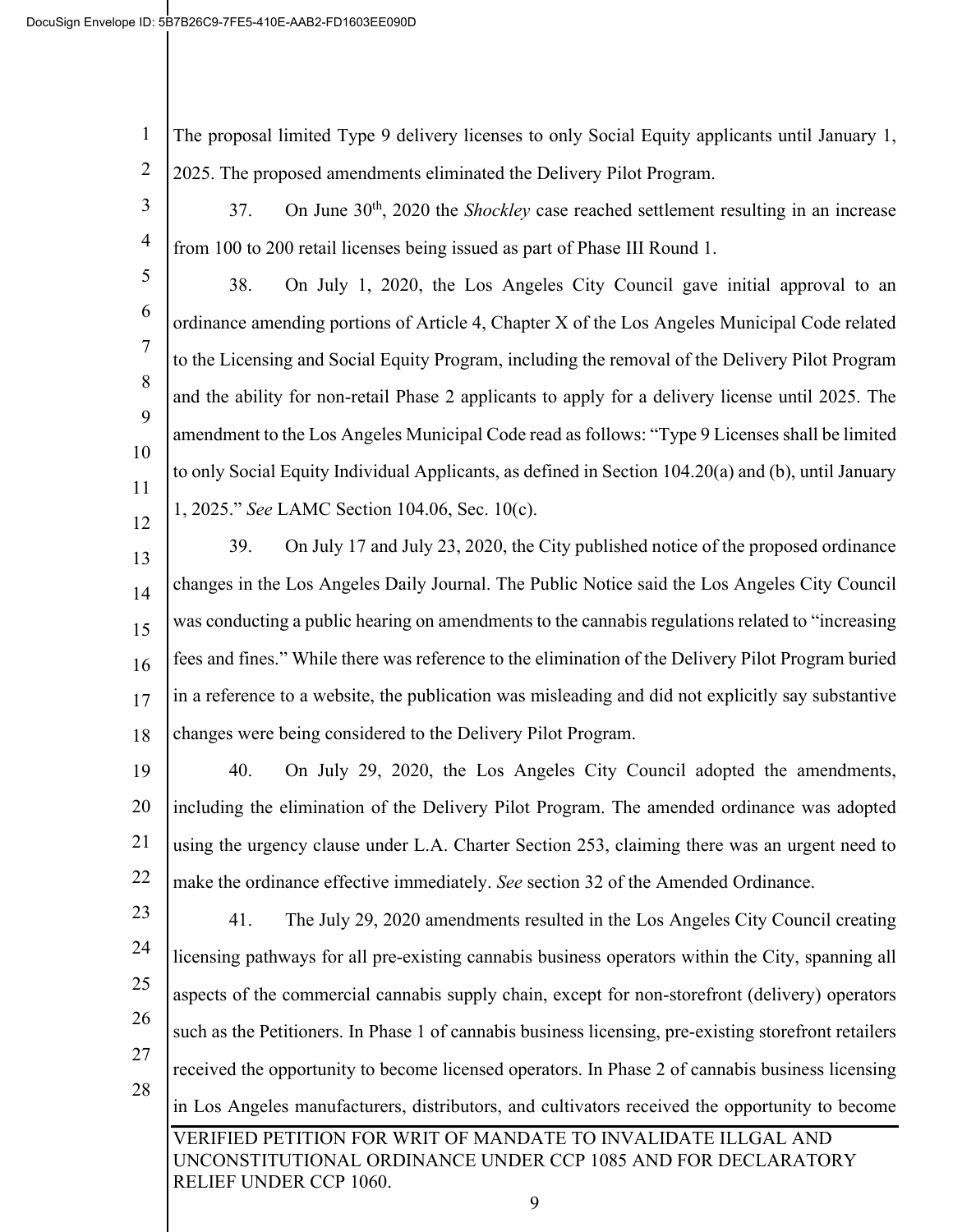The proposal limited Type 9 delivery licenses to only Social Equity applicants until January 1, 2025. The proposed amendments eliminated the Delivery Pilot Program.

37. On June 30th, 2020 the *Shockley* case reached settlement resulting in an increase from 100 to 200 retail licenses being issued as part of Phase III Round 1.

38. On July 1, 2020, the Los Angeles City Council gave initial approval to an ordinance amending portions of Article 4, Chapter X of the Los Angeles Municipal Code related to the Licensing and Social Equity Program, including the removal of the Delivery Pilot Program and the ability for non-retail Phase 2 applicants to apply for a delivery license until 2025. The amendment to the Los Angeles Municipal Code read as follows: "Type 9 Licenses shall be limited to only Social Equity Individual Applicants, as defined in Section 104.20(a) and (b), until January 1, 2025." *See* LAMC Section 104.06, Sec. 10(c).

39. On July 17 and July 23, 2020, the City published notice of the proposed ordinance changes in the Los Angeles Daily Journal. The Public Notice said the Los Angeles City Council was conducting a public hearing on amendments to the cannabis regulations related to "increasing fees and fines." While there was reference to the elimination of the Delivery Pilot Program buried in a reference to a website, the publication was misleading and did not explicitly say substantive changes were being considered to the Delivery Pilot Program.

40. On July 29, 2020, the Los Angeles City Council adopted the amendments, including the elimination of the Delivery Pilot Program. The amended ordinance was adopted using the urgency clause under L.A. Charter Section 253, claiming there was an urgent need to make the ordinance effective immediately. *See* section 32 of the Amended Ordinance.

41. The July 29, 2020 amendments resulted in the Los Angeles City Council creating licensing pathways for all pre-existing cannabis business operators within the City, spanning all aspects of the commercial cannabis supply chain, except for non-storefront (delivery) operators such as the Petitioners. In Phase 1 of cannabis business licensing, pre-existing storefront retailers received the opportunity to become licensed operators. In Phase 2 of cannabis business licensing in Los Angeles manufacturers, distributors, and cultivators received the opportunity to become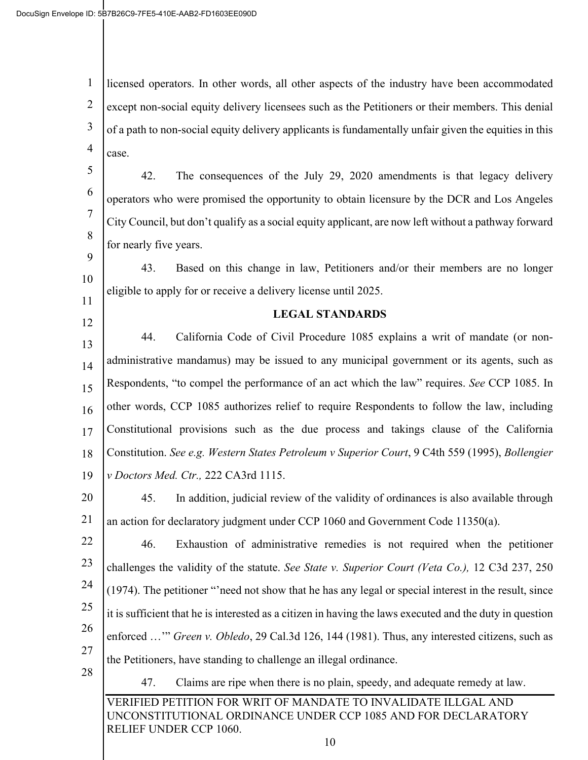licensed operators. In other words, all other aspects of the industry have been accommodated except non-social equity delivery licensees such as the Petitioners or their members. This denial of a path to non-social equity delivery applicants is fundamentally unfair given the equities in this case.

42. The consequences of the July 29, 2020 amendments is that legacy delivery operators who were promised the opportunity to obtain licensure by the DCR and Los Angeles City Council, but don't qualify as a social equity applicant, are now left without a pathway forward for nearly five years.

43. Based on this change in law, Petitioners and/or their members are no longer eligible to apply for or receive a delivery license until 2025.

## LEGAL STANDARDS

44. California Code of Civil Procedure 1085 explains a writ of mandate (or non-administrative mandamus) may be issued to any municipal government or its agents, such as Respondents, "to compel the performance of an act which the law" requires. *See* CCP 1085. In other words, CCP 1085 authorizes relief to require Respondents to follow the law, including Constitutional provisions such as the due process and takings clause of the California Constitution. *See e.g. Western States Petroleum v Superior Court*, 9 C4th 559 (1995), *Bollengier v Doctors Med. Ctr.,* 222 CA3rd 1115.

45. In addition, judicial review of the validity of ordinances is also available through an action for declaratory judgment under CCP 1060 and Government Code 11350(a).

46. Exhaustion of administrative remedies is not required when the petitioner challenges the validity of the statute. *See State v. Superior Court (Veta Co.),* 12 C3d 237, 250 (1974). The petitioner "'need not show that he has any legal or special interest in the result, since it is sufficient that he is interested as a citizen in having the laws executed and the duty in question enforced …'" *Green v. Obledo*, 29 Cal.3d 126, 144 (1981). Thus, any interested citizens, such as the Petitioners, have standing to challenge an illegal ordinance.

47. Claims are ripe when there is no plain, speedy, and adequate remedy at law.

VERIFIED PETITION FOR WRIT OF MANDATE TO INVALIDATE ILLGAL AND UNCONSTITUTIONAL ORDINANCE UNDER CCP 1085 AND FOR DECLARATORY RELIEF UNDER CCP 1060.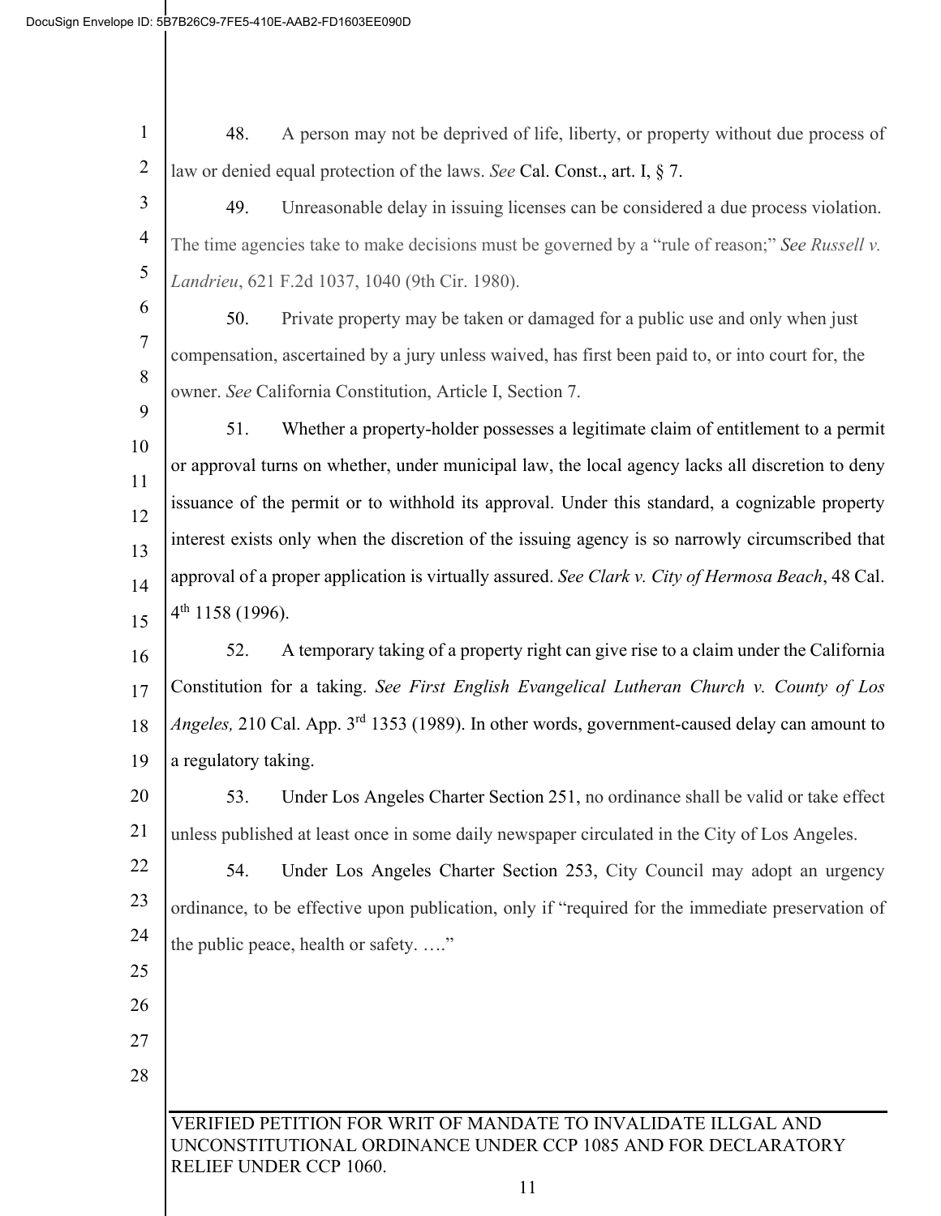48. A person may not be deprived of life, liberty, or property without due process of law or denied equal protection of the laws. *See* Cal. Const., art. I, § 7.

49. Unreasonable delay in issuing licenses can be considered a due process violation. The time agencies take to make decisions must be governed by a "rule of reason;" *See Russell v. Landrieu*, 621 F.2d 1037, 1040 (9th Cir. 1980).

50. Private property may be taken or damaged for a public use and only when just compensation, ascertained by a jury unless waived, has first been paid to, or into court for, the owner. *See* California Constitution, Article I, Section 7.

51. Whether a property-holder possesses a legitimate claim of entitlement to a permit or approval turns on whether, under municipal law, the local agency lacks all discretion to deny issuance of the permit or to withhold its approval. Under this standard, a cognizable property interest exists only when the discretion of the issuing agency is so narrowly circumscribed that approval of a proper application is virtually assured. *See Clark v. City of Hermosa Beach*, 48 Cal. 4th 1158 (1996).

52. A temporary taking of a property right can give rise to a claim under the California Constitution for a taking. *See First English Evangelical Lutheran Church v. County of Los Angeles,* 210 Cal. App. 3rd 1353 (1989). In other words, government-caused delay can amount to a regulatory taking.

53. Under Los Angeles Charter Section 251, no ordinance shall be valid or take effect unless published at least once in some daily newspaper circulated in the City of Los Angeles.

54. Under Los Angeles Charter Section 253, City Council may adopt an urgency ordinance, to be effective upon publication, only if "required for the immediate preservation of the public peace, health or safety. …."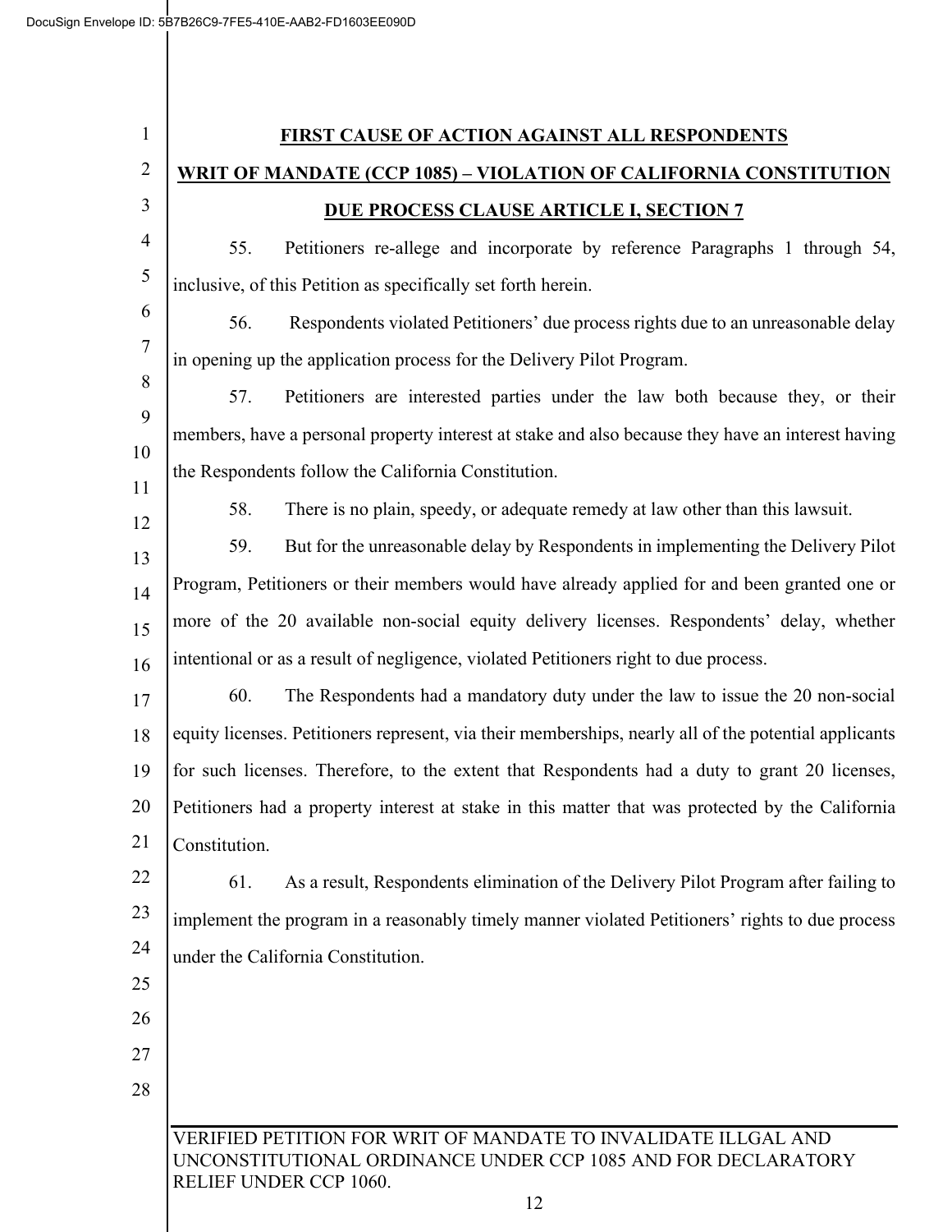## FIRST CAUSE OF ACTION AGAINST ALL RESPONDENTS

## WRIT OF MANDATE (CCP 1085) – VIOLATION OF CALIFORNIA CONSTITUTION DUE PROCESS CLAUSE ARTICLE I, SECTION 7

55. Petitioners re-allege and incorporate by reference Paragraphs 1 through 54, inclusive, of this Petition as specifically set forth herein.

56. Respondents violated Petitioners' due process rights due to an unreasonable delay in opening up the application process for the Delivery Pilot Program.

57. Petitioners are interested parties under the law both because they, or their members, have a personal property interest at stake and also because they have an interest having the Respondents follow the California Constitution.

58. There is no plain, speedy, or adequate remedy at law other than this lawsuit.

59. But for the unreasonable delay by Respondents in implementing the Delivery Pilot Program, Petitioners or their members would have already applied for and been granted one or more of the 20 available non-social equity delivery licenses. Respondents' delay, whether intentional or as a result of negligence, violated Petitioners right to due process.

60. The Respondents had a mandatory duty under the law to issue the 20 non-social equity licenses. Petitioners represent, via their memberships, nearly all of the potential applicants for such licenses. Therefore, to the extent that Respondents had a duty to grant 20 licenses, Petitioners had a property interest at stake in this matter that was protected by the California Constitution.

61. As a result, Respondents elimination of the Delivery Pilot Program after failing to implement the program in a reasonably timely manner violated Petitioners' rights to due process under the California Constitution.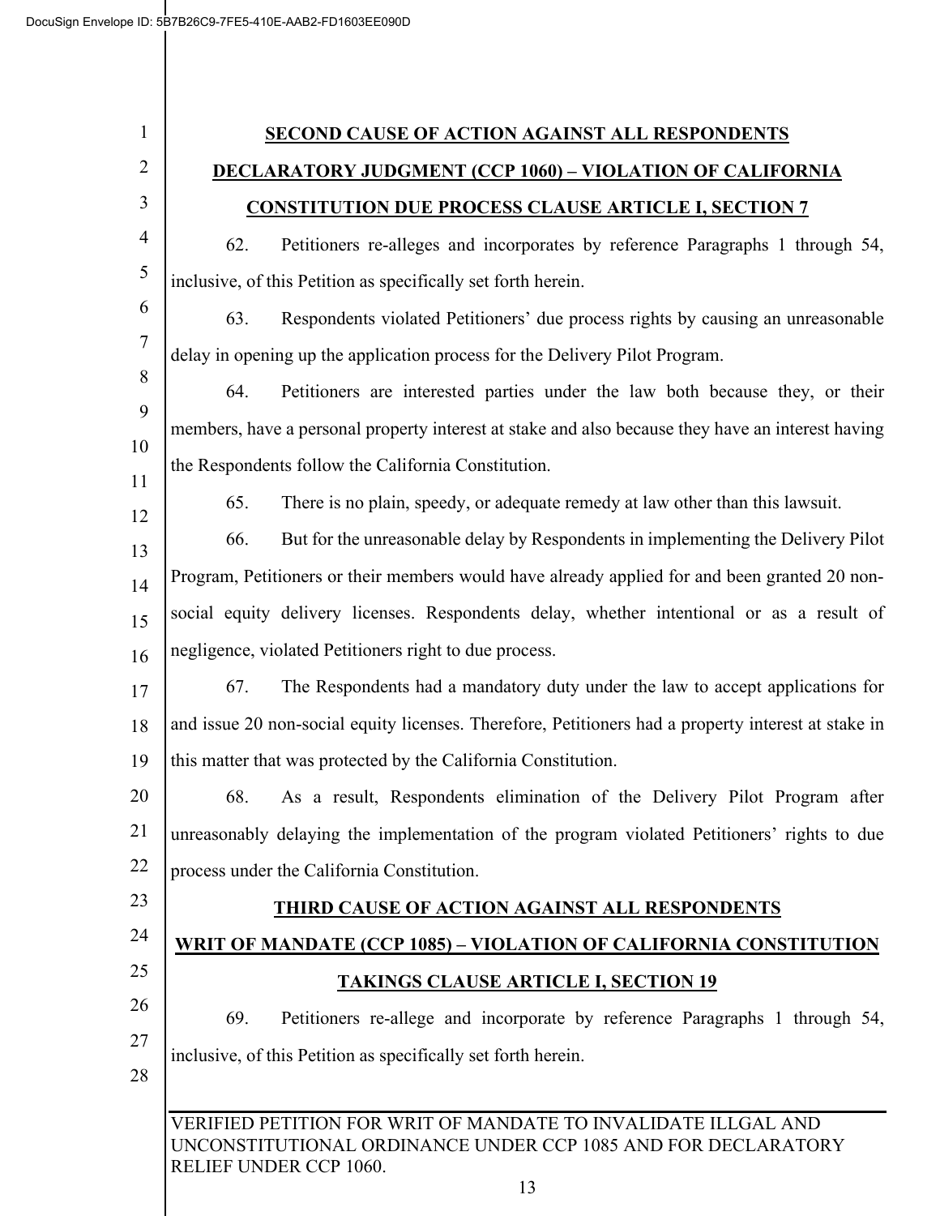**SECOND CAUSE OF ACTION AGAINST ALL RESPONDENTS**

**DECLARATORY JUDGMENT (CCP 1060) – VIOLATION OF CALIFORNIA CONSTITUTION DUE PROCESS CLAUSE ARTICLE I, SECTION 7**

62. Petitioners re-alleges and incorporates by reference Paragraphs 1 through 54, inclusive, of this Petition as specifically set forth herein.

63. Respondents violated Petitioners' due process rights by causing an unreasonable delay in opening up the application process for the Delivery Pilot Program.

64. Petitioners are interested parties under the law both because they, or their members, have a personal property interest at stake and also because they have an interest having the Respondents follow the California Constitution.

65. There is no plain, speedy, or adequate remedy at law other than this lawsuit.

66. But for the unreasonable delay by Respondents in implementing the Delivery Pilot Program, Petitioners or their members would have already applied for and been granted 20 non-social equity delivery licenses. Respondents delay, whether intentional or as a result of negligence, violated Petitioners right to due process.

67. The Respondents had a mandatory duty under the law to accept applications for and issue 20 non-social equity licenses. Therefore, Petitioners had a property interest at stake in this matter that was protected by the California Constitution.

68. As a result, Respondents elimination of the Delivery Pilot Program after unreasonably delaying the implementation of the program violated Petitioners' rights to due process under the California Constitution.

**THIRD CAUSE OF ACTION AGAINST ALL RESPONDENTS**

**WRIT OF MANDATE (CCP 1085) – VIOLATION OF CALIFORNIA CONSTITUTION TAKINGS CLAUSE ARTICLE I, SECTION 19**

69. Petitioners re-allege and incorporate by reference Paragraphs 1 through 54, inclusive, of this Petition as specifically set forth herein.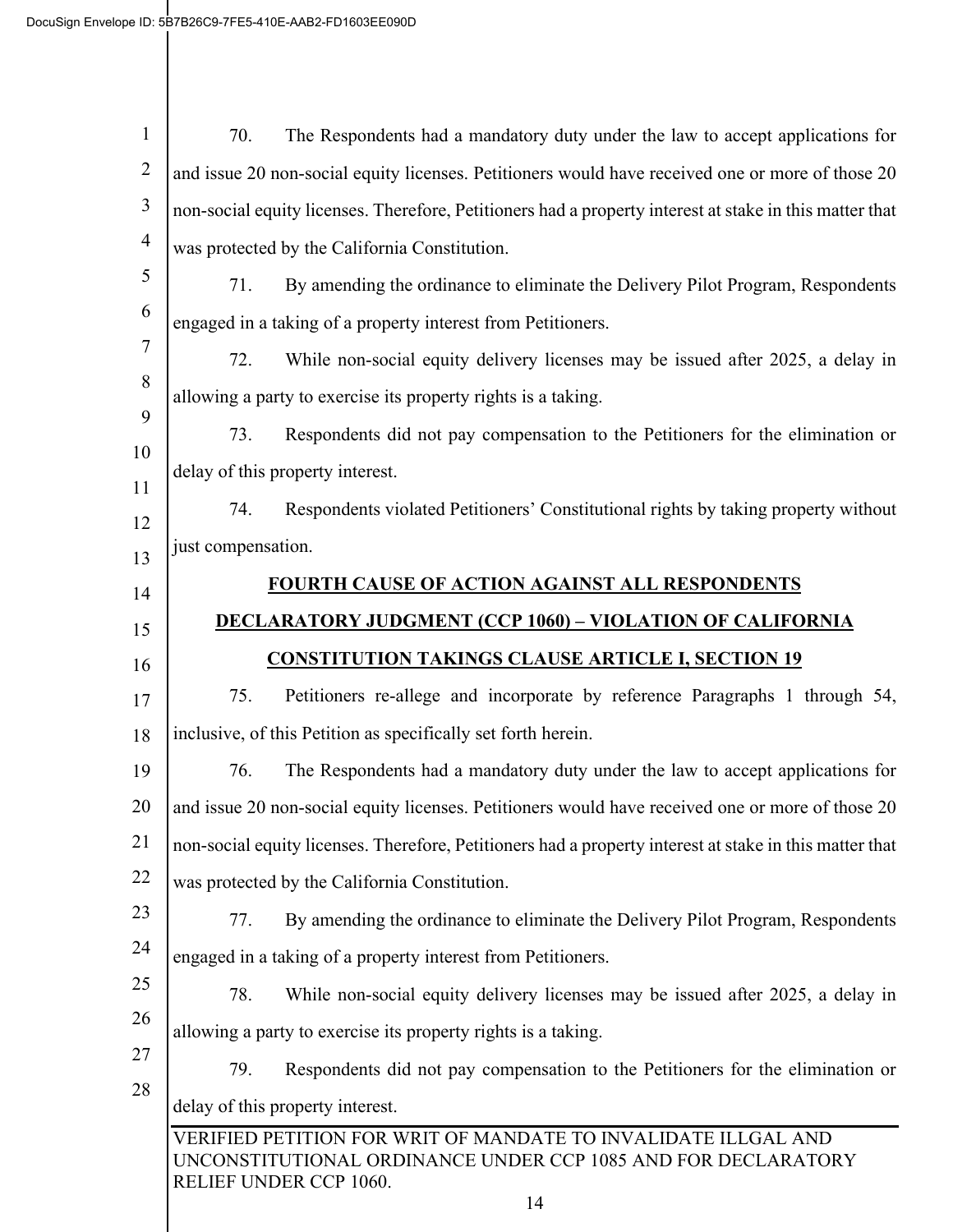70. The Respondents had a mandatory duty under the law to accept applications for and issue 20 non-social equity licenses. Petitioners would have received one or more of those 20 non-social equity licenses. Therefore, Petitioners had a property interest at stake in this matter that was protected by the California Constitution.

71. By amending the ordinance to eliminate the Delivery Pilot Program, Respondents engaged in a taking of a property interest from Petitioners.

72. While non-social equity delivery licenses may be issued after 2025, a delay in allowing a party to exercise its property rights is a taking.

73. Respondents did not pay compensation to the Petitioners for the elimination or delay of this property interest.

74. Respondents violated Petitioners' Constitutional rights by taking property without just compensation.

**FOURTH CAUSE OF ACTION AGAINST ALL RESPONDENTS**

**DECLARATORY JUDGMENT (CCP 1060) – VIOLATION OF CALIFORNIA CONSTITUTION TAKINGS CLAUSE ARTICLE I, SECTION 19**

75. Petitioners re-allege and incorporate by reference Paragraphs 1 through 54, inclusive, of this Petition as specifically set forth herein.

76. The Respondents had a mandatory duty under the law to accept applications for and issue 20 non-social equity licenses. Petitioners would have received one or more of those 20 non-social equity licenses. Therefore, Petitioners had a property interest at stake in this matter that was protected by the California Constitution.

77. By amending the ordinance to eliminate the Delivery Pilot Program, Respondents engaged in a taking of a property interest from Petitioners.

78. While non-social equity delivery licenses may be issued after 2025, a delay in allowing a party to exercise its property rights is a taking.

79. Respondents did not pay compensation to the Petitioners for the elimination or delay of this property interest.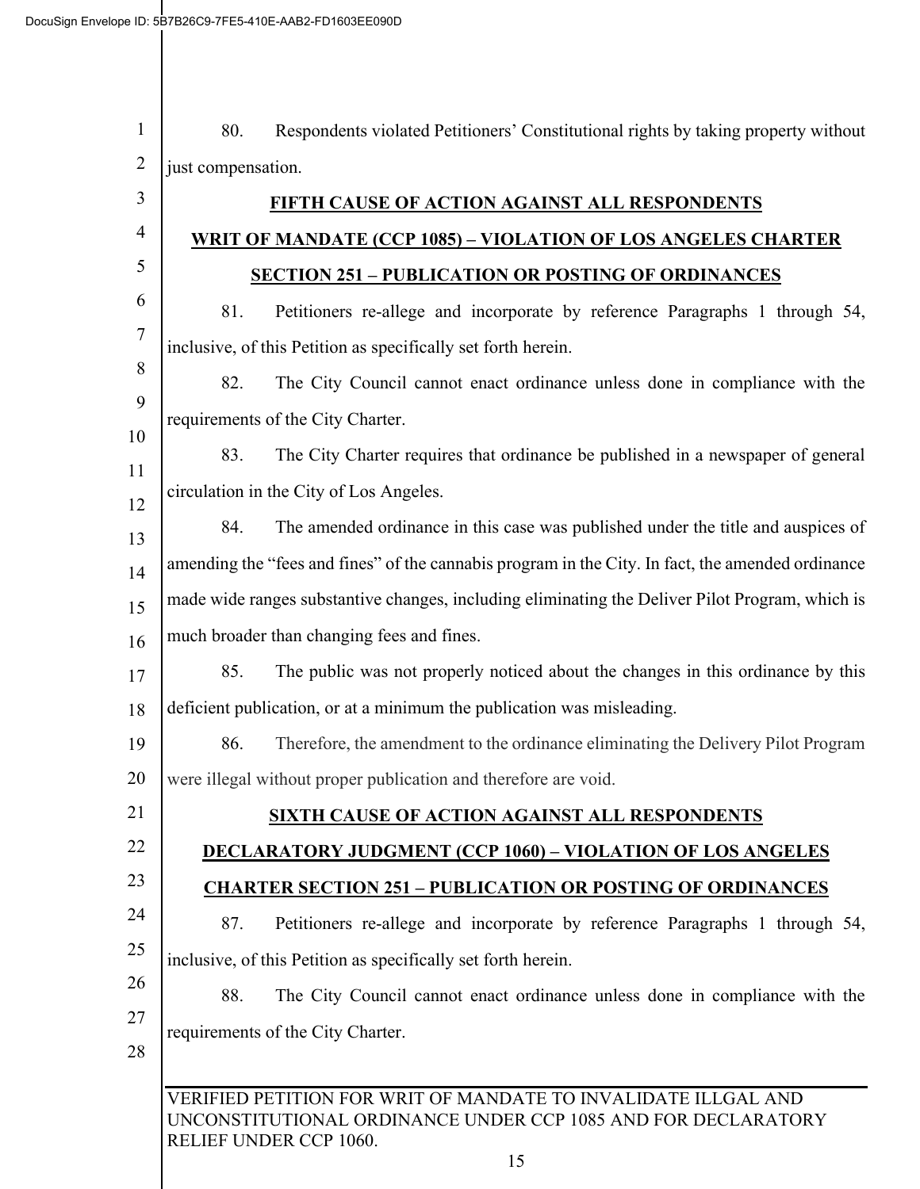80. Respondents violated Petitioners' Constitutional rights by taking property without just compensation.

**FIFTH CAUSE OF ACTION AGAINST ALL RESPONDENTS**

**WRIT OF MANDATE (CCP 1085) – VIOLATION OF LOS ANGELES CHARTER SECTION 251 – PUBLICATION OR POSTING OF ORDINANCES**

81. Petitioners re-allege and incorporate by reference Paragraphs 1 through 54, inclusive, of this Petition as specifically set forth herein.

82. The City Council cannot enact ordinance unless done in compliance with the requirements of the City Charter.

83. The City Charter requires that ordinance be published in a newspaper of general circulation in the City of Los Angeles.

84. The amended ordinance in this case was published under the title and auspices of amending the "fees and fines" of the cannabis program in the City. In fact, the amended ordinance made wide ranges substantive changes, including eliminating the Deliver Pilot Program, which is much broader than changing fees and fines.

85. The public was not properly noticed about the changes in this ordinance by this deficient publication, or at a minimum the publication was misleading.

86. Therefore, the amendment to the ordinance eliminating the Delivery Pilot Program were illegal without proper publication and therefore are void.

**SIXTH CAUSE OF ACTION AGAINST ALL RESPONDENTS**

**DECLARATORY JUDGMENT (CCP 1060) – VIOLATION OF LOS ANGELES CHARTER SECTION 251 – PUBLICATION OR POSTING OF ORDINANCES**

87. Petitioners re-allege and incorporate by reference Paragraphs 1 through 54, inclusive, of this Petition as specifically set forth herein.

88. The City Council cannot enact ordinance unless done in compliance with the requirements of the City Charter.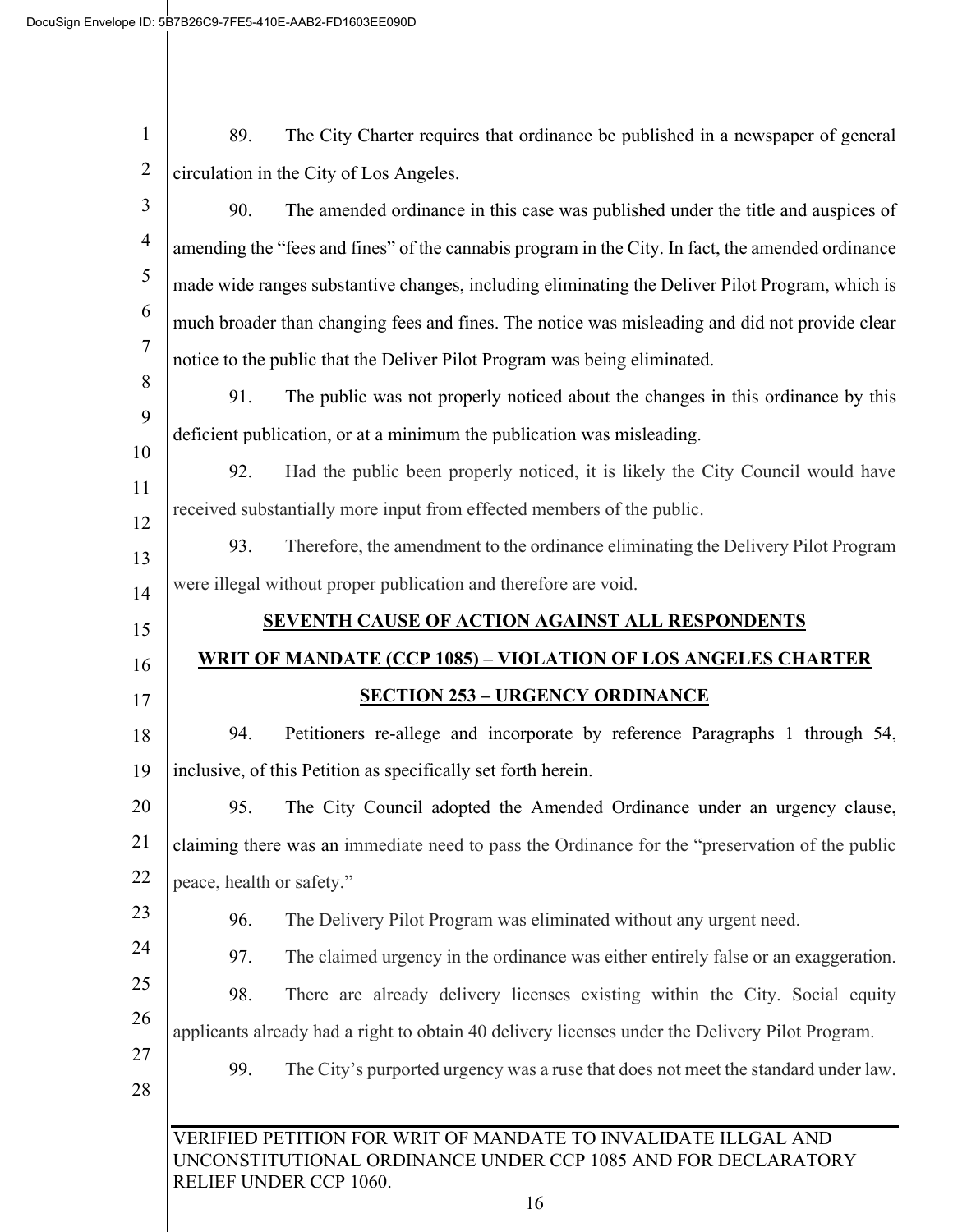89. The City Charter requires that ordinance be published in a newspaper of general circulation in the City of Los Angeles.

90. The amended ordinance in this case was published under the title and auspices of amending the "fees and fines" of the cannabis program in the City. In fact, the amended ordinance made wide ranges substantive changes, including eliminating the Deliver Pilot Program, which is much broader than changing fees and fines. The notice was misleading and did not provide clear notice to the public that the Deliver Pilot Program was being eliminated.

91. The public was not properly noticed about the changes in this ordinance by this deficient publication, or at a minimum the publication was misleading.

92. Had the public been properly noticed, it is likely the City Council would have received substantially more input from effected members of the public.

93. Therefore, the amendment to the ordinance eliminating the Delivery Pilot Program were illegal without proper publication and therefore are void.

**SEVENTH CAUSE OF ACTION AGAINST ALL RESPONDENTS**

**WRIT OF MANDATE (CCP 1085) – VIOLATION OF LOS ANGELES CHARTER SECTION 253 – URGENCY ORDINANCE**

94. Petitioners re-allege and incorporate by reference Paragraphs 1 through 54, inclusive, of this Petition as specifically set forth herein.

95. The City Council adopted the Amended Ordinance under an urgency clause, claiming there was an immediate need to pass the Ordinance for the "preservation of the public peace, health or safety."

96. The Delivery Pilot Program was eliminated without any urgent need.

97. The claimed urgency in the ordinance was either entirely false or an exaggeration.

98. There are already delivery licenses existing within the City. Social equity applicants already had a right to obtain 40 delivery licenses under the Delivery Pilot Program.

99. The City's purported urgency was a ruse that does not meet the standard under law.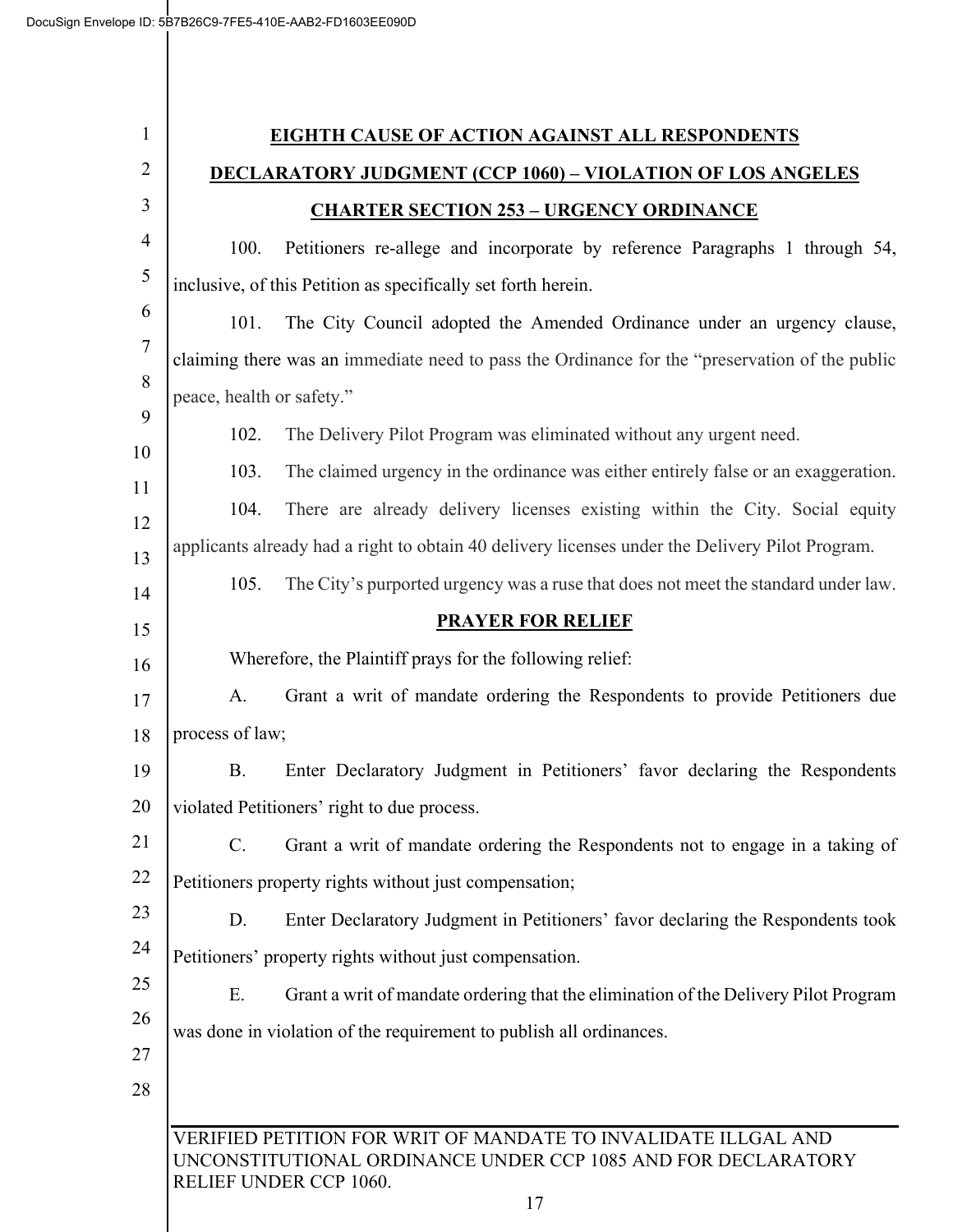**EIGHTH CAUSE OF ACTION AGAINST ALL RESPONDENTS**

**DECLARATORY JUDGMENT (CCP 1060) – VIOLATION OF LOS ANGELES CHARTER SECTION 253 – URGENCY ORDINANCE**

100. Petitioners re-allege and incorporate by reference Paragraphs 1 through 54, inclusive, of this Petition as specifically set forth herein.

101. The City Council adopted the Amended Ordinance under an urgency clause, claiming there was an immediate need to pass the Ordinance for the "preservation of the public peace, health or safety."

102. The Delivery Pilot Program was eliminated without any urgent need.

103. The claimed urgency in the ordinance was either entirely false or an exaggeration.

104. There are already delivery licenses existing within the City. Social equity applicants already had a right to obtain 40 delivery licenses under the Delivery Pilot Program.

105. The City's purported urgency was a ruse that does not meet the standard under law.

**PRAYER FOR RELIEF**

Wherefore, the Plaintiff prays for the following relief:

A. Grant a writ of mandate ordering the Respondents to provide Petitioners due process of law;

B. Enter Declaratory Judgment in Petitioners' favor declaring the Respondents violated Petitioners' right to due process.

C. Grant a writ of mandate ordering the Respondents not to engage in a taking of Petitioners property rights without just compensation;

D. Enter Declaratory Judgment in Petitioners' favor declaring the Respondents took Petitioners' property rights without just compensation.

E. Grant a writ of mandate ordering that the elimination of the Delivery Pilot Program was done in violation of the requirement to publish all ordinances.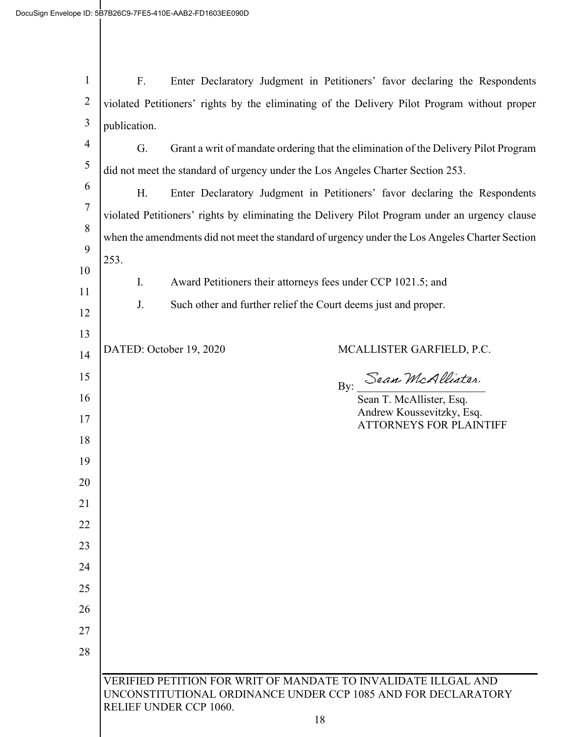F. Enter Declaratory Judgment in Petitioners' favor declaring the Respondents violated Petitioners' rights by the eliminating of the Delivery Pilot Program without proper publication.

G. Grant a writ of mandate ordering that the elimination of the Delivery Pilot Program did not meet the standard of urgency under the Los Angeles Charter Section 253.

H. Enter Declaratory Judgment in Petitioners' favor declaring the Respondents violated Petitioners' rights by eliminating the Delivery Pilot Program under an urgency clause when the amendments did not meet the standard of urgency under the Los Angeles Charter Section 253.

I. Award Petitioners their attorneys fees under CCP 1021.5; and

J. Such other and further relief the Court deems just and proper.

DATED: October 19, 2020

MCALLISTER GARFIELD, P.C.

By: Sean McAllister

Sean T. McAllister, Esq.
Andrew Koussevitzky, Esq.
ATTORNEYS FOR PLAINTIFF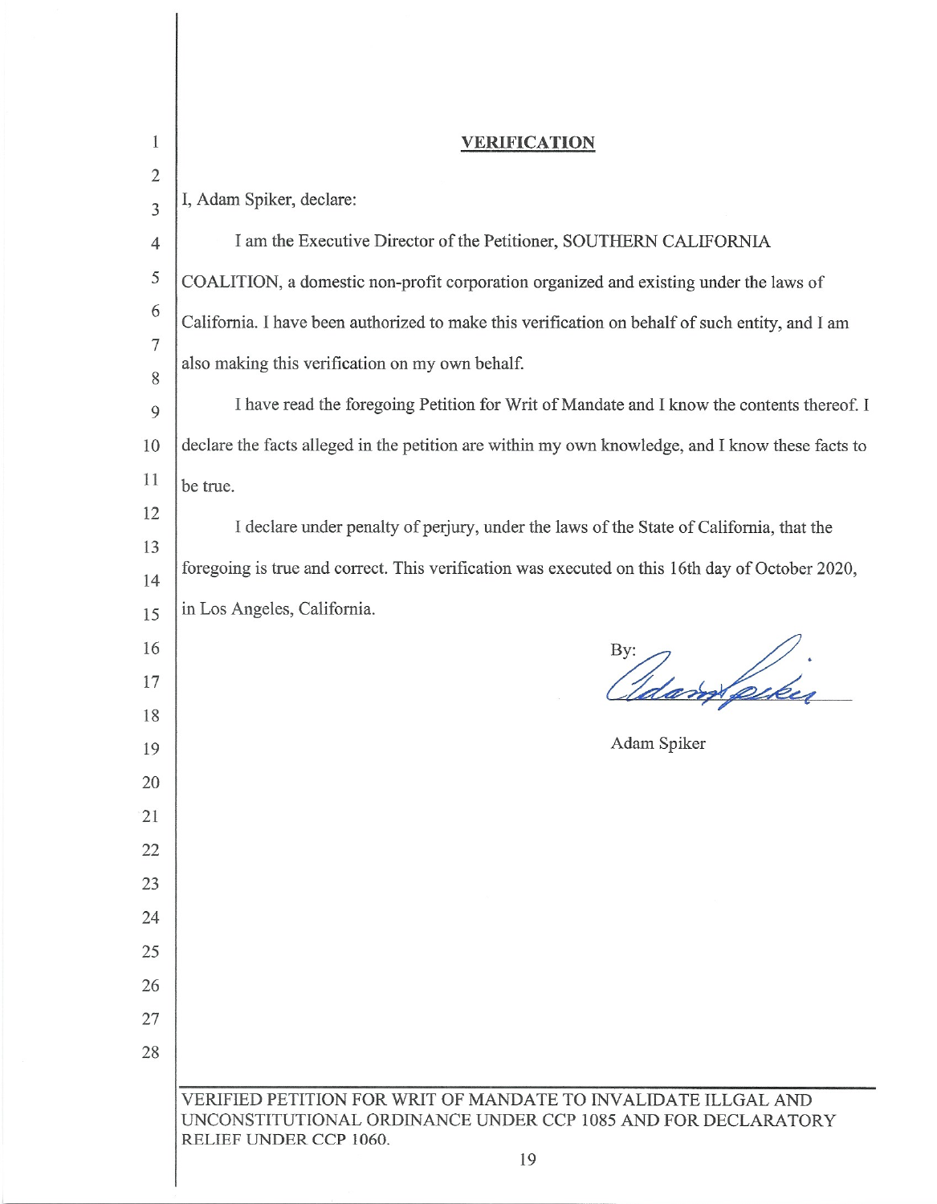## VERIFICATION

I, Adam Spiker, declare:

I am the Executive Director of the Petitioner, SOUTHERN CALIFORNIA COALITION, a domestic non-profit corporation organized and existing under the laws of California. I have been authorized to make this verification on behalf of such entity, and I am also making this verification on my own behalf.

I have read the foregoing Petition for Writ of Mandate and I know the contents thereof. I declare the facts alleged in the petition are within my own knowledge, and I know these facts to be true.

I declare under penalty of perjury, under the laws of the State of California, that the foregoing is true and correct. This verification was executed on this 16th day of October 2020, in Los Angeles, California.

By: [signature]

Adam Spiker

VERIFIED PETITION FOR WRIT OF MANDATE TO INVALIDATE ILLGAL AND UNCONSTITUTIONAL ORDINANCE UNDER CCP 1085 AND FOR DECLARATORY RELIEF UNDER CCP 1060.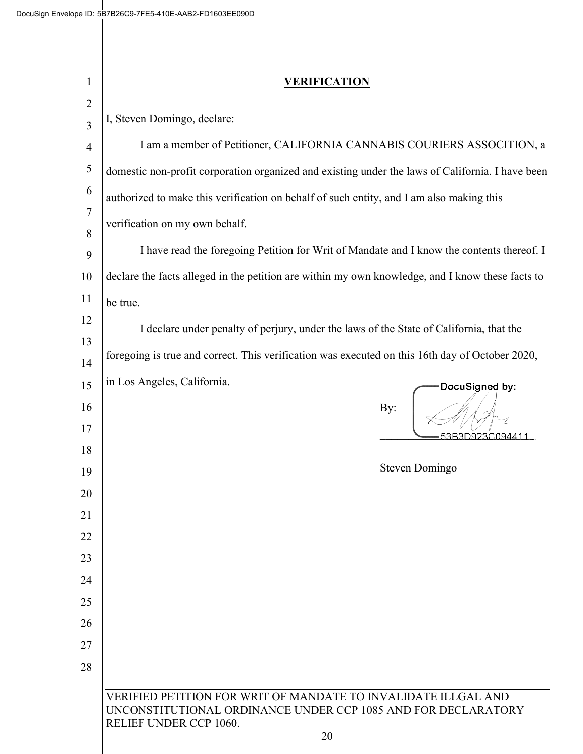# VERIFICATION

I, Steven Domingo, declare:

I am a member of Petitioner, CALIFORNIA CANNABIS COURIERS ASSOCITION, a domestic non-profit corporation organized and existing under the laws of California. I have been authorized to make this verification on behalf of such entity, and I am also making this verification on my own behalf.

I have read the foregoing Petition for Writ of Mandate and I know the contents thereof. I declare the facts alleged in the petition are within my own knowledge, and I know these facts to be true.

I declare under penalty of perjury, under the laws of the State of California, that the foregoing is true and correct. This verification was executed on this 16th day of October 2020, in Los Angeles, California.

By: DocuSigned by:
53B3D923C094411

Steven Domingo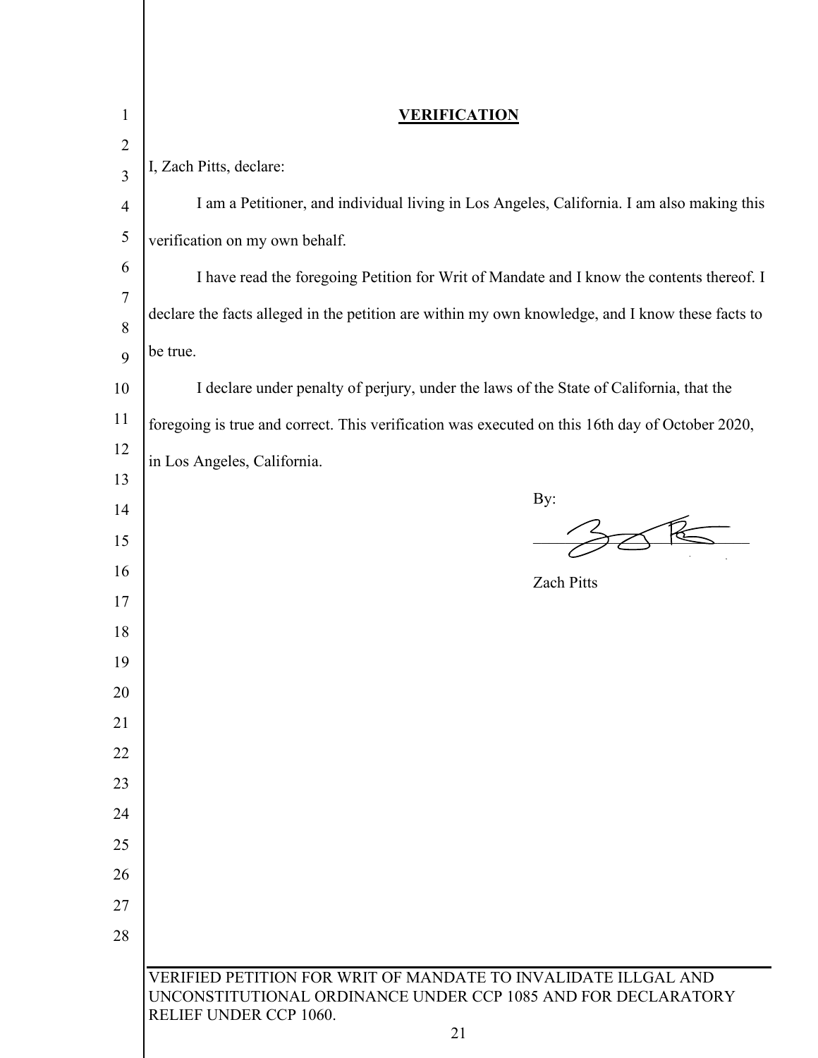# VERIFICATION

I, Zach Pitts, declare:

I am a Petitioner, and individual living in Los Angeles, California. I am also making this verification on my own behalf.

I have read the foregoing Petition for Writ of Mandate and I know the contents thereof. I declare the facts alleged in the petition are within my own knowledge, and I know these facts to be true.

I declare under penalty of perjury, under the laws of the State of California, that the foregoing is true and correct. This verification was executed on this 16th day of October 2020, in Los Angeles, California.

By:

_______________________

Zach Pitts